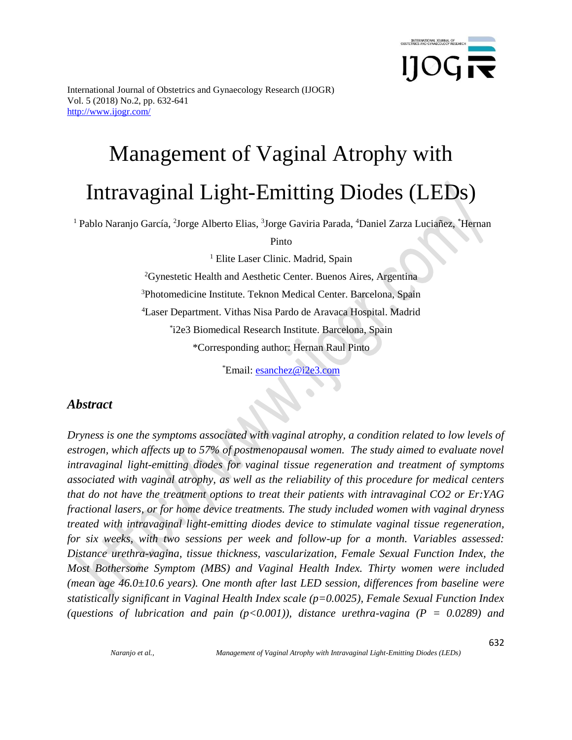International Journal of Obstetrics and Gynaecology Research (IJOGR)
Vol. 5 (2018) No.2, pp. 632-641
http://www.ijogr.com/

# Management of Vaginal Atrophy with Intravaginal Light-Emitting Diodes (LEDs)

[1] Pablo Naranjo García, [2]Jorge Alberto Elias, [3]Jorge Gaviria Parada, [4]Daniel Zarza Luciañez, [*]Hernan Pinto

[1] Elite Laser Clinic. Madrid, Spain

[2]Gynestetic Health and Aesthetic Center. Buenos Aires, Argentina

[3]Photomedicine Institute. Teknon Medical Center. Barcelona, Spain

[4]Laser Department. Vithas Nisa Pardo de Aravaca Hospital. Madrid

[*]i2e3 Biomedical Research Institute. Barcelona, Spain

*Corresponding author: Hernan Raul Pinto

[*]Email: esanchez@i2e3.com

## *Abstract*

*Dryness is one the symptoms associated with vaginal atrophy, a condition related to low levels of estrogen, which affects up to 57% of postmenopausal women. The study aimed to evaluate novel intravaginal light-emitting diodes for vaginal tissue regeneration and treatment of symptoms associated with vaginal atrophy, as well as the reliability of this procedure for medical centers that do not have the treatment options to treat their patients with intravaginal CO2 or Er:YAG fractional lasers, or for home device treatments. The study included women with vaginal dryness treated with intravaginal light-emitting diodes device to stimulate vaginal tissue regeneration, for six weeks, with two sessions per week and follow-up for a month. Variables assessed: Distance urethra-vagina, tissue thickness, vascularization, Female Sexual Function Index, the Most Bothersome Symptom (MBS) and Vaginal Health Index. Thirty women were included (mean age 46.0±10.6 years). One month after last LED session, differences from baseline were statistically significant in Vaginal Health Index scale ($p=0.0025$), Female Sexual Function Index (questions of lubrication and pain ($p<0.001$)), distance urethra-vagina ($P = 0.0289$) and*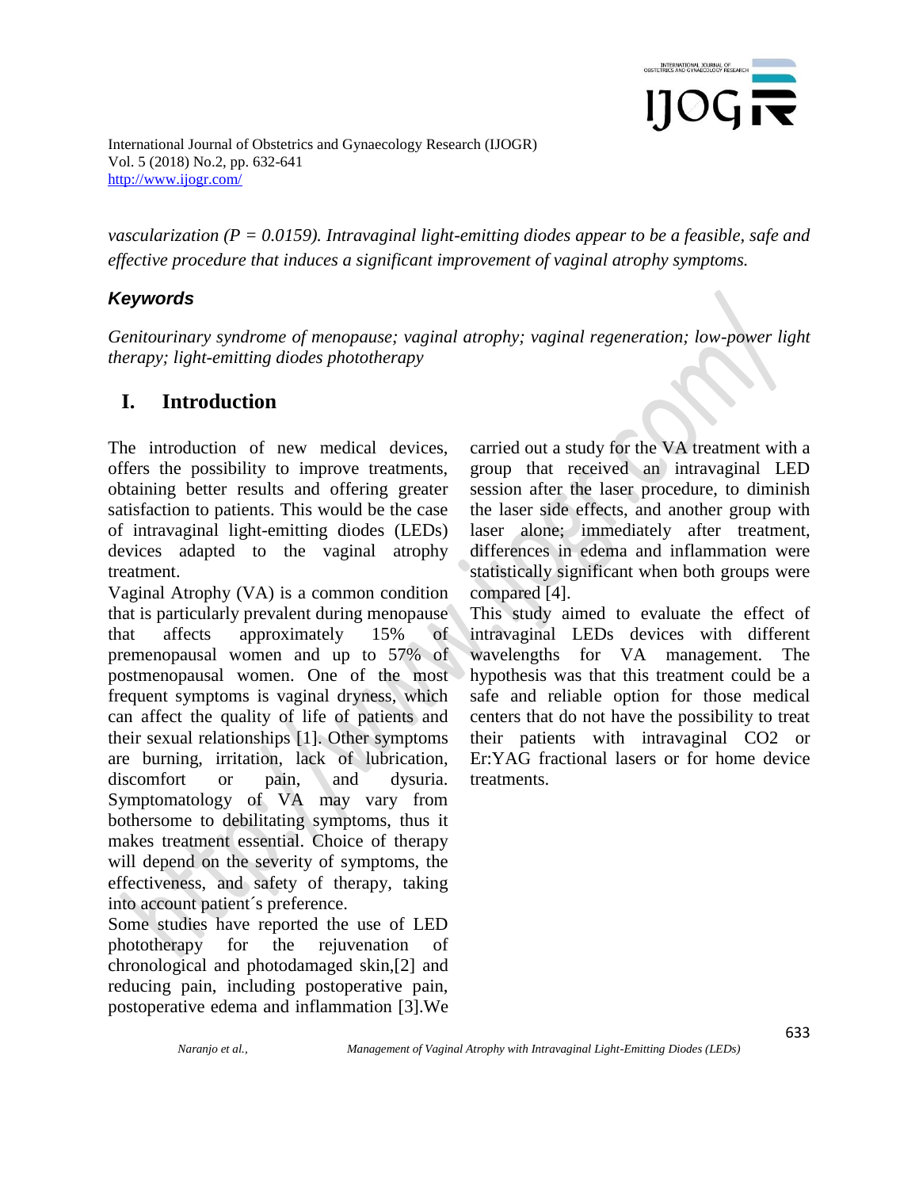*vascularization (P = 0.0159). Intravaginal light-emitting diodes appear to be a feasible, safe and effective procedure that induces a significant improvement of vaginal atrophy symptoms.*

### Keywords

*Genitourinary syndrome of menopause; vaginal atrophy; vaginal regeneration; low-power light therapy; light-emitting diodes phototherapy*

## I. Introduction

The introduction of new medical devices, offers the possibility to improve treatments, obtaining better results and offering greater satisfaction to patients. This would be the case of intravaginal light-emitting diodes (LEDs) devices adapted to the vaginal atrophy treatment.

Vaginal Atrophy (VA) is a common condition that is particularly prevalent during menopause that affects approximately 15% of premenopausal women and up to 57% of postmenopausal women. One of the most frequent symptoms is vaginal dryness, which can affect the quality of life of patients and their sexual relationships [1]. Other symptoms are burning, irritation, lack of lubrication, discomfort or pain, and dysuria. Symptomatology of VA may vary from bothersome to debilitating symptoms, thus it makes treatment essential. Choice of therapy will depend on the severity of symptoms, the effectiveness, and safety of therapy, taking into account patient´s preference.

Some studies have reported the use of LED phototherapy for the rejuvenation of chronological and photodamaged skin,[2] and reducing pain, including postoperative pain, postoperative edema and inflammation [3].We carried out a study for the VA treatment with a group that received an intravaginal LED session after the laser procedure, to diminish the laser side effects, and another group with laser alone; immediately after treatment, differences in edema and inflammation were statistically significant when both groups were compared [4].

This study aimed to evaluate the effect of intravaginal LEDs devices with different wavelengths for VA management. The hypothesis was that this treatment could be a safe and reliable option for those medical centers that do not have the possibility to treat their patients with intravaginal $CO_2$ or Er:YAG fractional lasers or for home device treatments.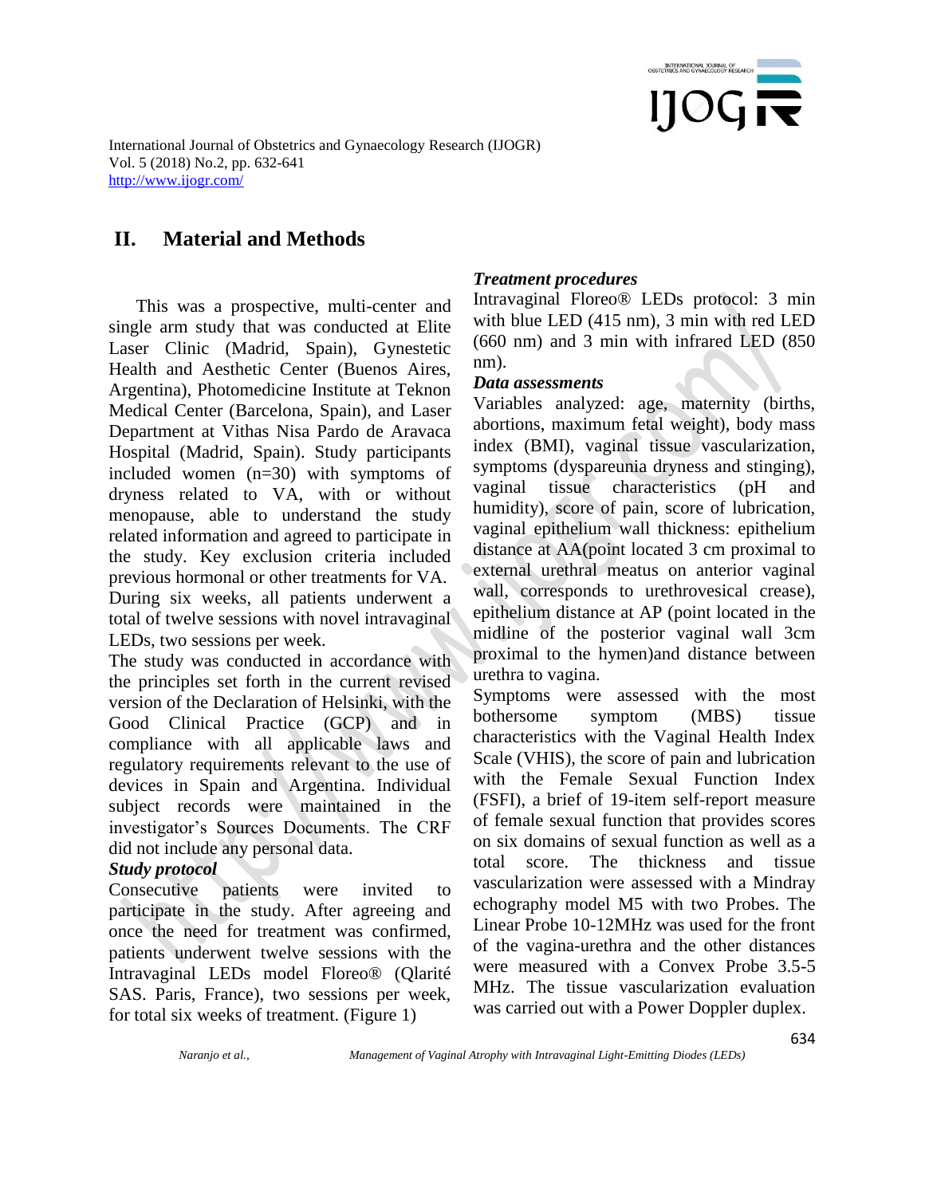## II. Material and Methods

This was a prospective, multi-center and single arm study that was conducted at Elite Laser Clinic (Madrid, Spain), Gynestetic Health and Aesthetic Center (Buenos Aires, Argentina), Photomedicine Institute at Teknon Medical Center (Barcelona, Spain), and Laser Department at Vithas Nisa Pardo de Aravaca Hospital (Madrid, Spain). Study participants included women (n=30) with symptoms of dryness related to VA, with or without menopause, able to understand the study related information and agreed to participate in the study. Key exclusion criteria included previous hormonal or other treatments for VA.

During six weeks, all patients underwent a total of twelve sessions with novel intravaginal LEDs, two sessions per week.

The study was conducted in accordance with the principles set forth in the current revised version of the Declaration of Helsinki, with the Good Clinical Practice (GCP) and in compliance with all applicable laws and regulatory requirements relevant to the use of devices in Spain and Argentina. Individual subject records were maintained in the investigator's Sources Documents. The CRF did not include any personal data.

***Study protocol***

Consecutive patients were invited to participate in the study. After agreeing and once the need for treatment was confirmed, patients underwent twelve sessions with the Intravaginal LEDs model Floreo® (Qlarité SAS. Paris, France), two sessions per week, for total six weeks of treatment. (Figure 1)

***Treatment procedures***

Intravaginal Floreo® LEDs protocol: 3 min with blue LED (415 nm), 3 min with red LED (660 nm) and 3 min with infrared LED (850 nm).

***Data assessments***

Variables analyzed: age, maternity (births, abortions, maximum fetal weight), body mass index (BMI), vaginal tissue vascularization, symptoms (dyspareunia dryness and stinging), vaginal tissue characteristics (pH and humidity), score of pain, score of lubrication, vaginal epithelium wall thickness: epithelium distance at AA(point located 3 cm proximal to external urethral meatus on anterior vaginal wall, corresponds to urethrovesical crease), epithelium distance at AP (point located in the midline of the posterior vaginal wall 3cm proximal to the hymen)and distance between urethra to vagina.

Symptoms were assessed with the most bothersome symptom (MBS) tissue characteristics with the Vaginal Health Index Scale (VHIS), the score of pain and lubrication with the Female Sexual Function Index (FSFI), a brief of 19-item self-report measure of female sexual function that provides scores on six domains of sexual function as well as a total score. The thickness and tissue vascularization were assessed with a Mindray echography model M5 with two Probes. The Linear Probe 10-12MHz was used for the front of the vagina-urethra and the other distances were measured with a Convex Probe 3.5-5 MHz. The tissue vascularization evaluation was carried out with a Power Doppler duplex.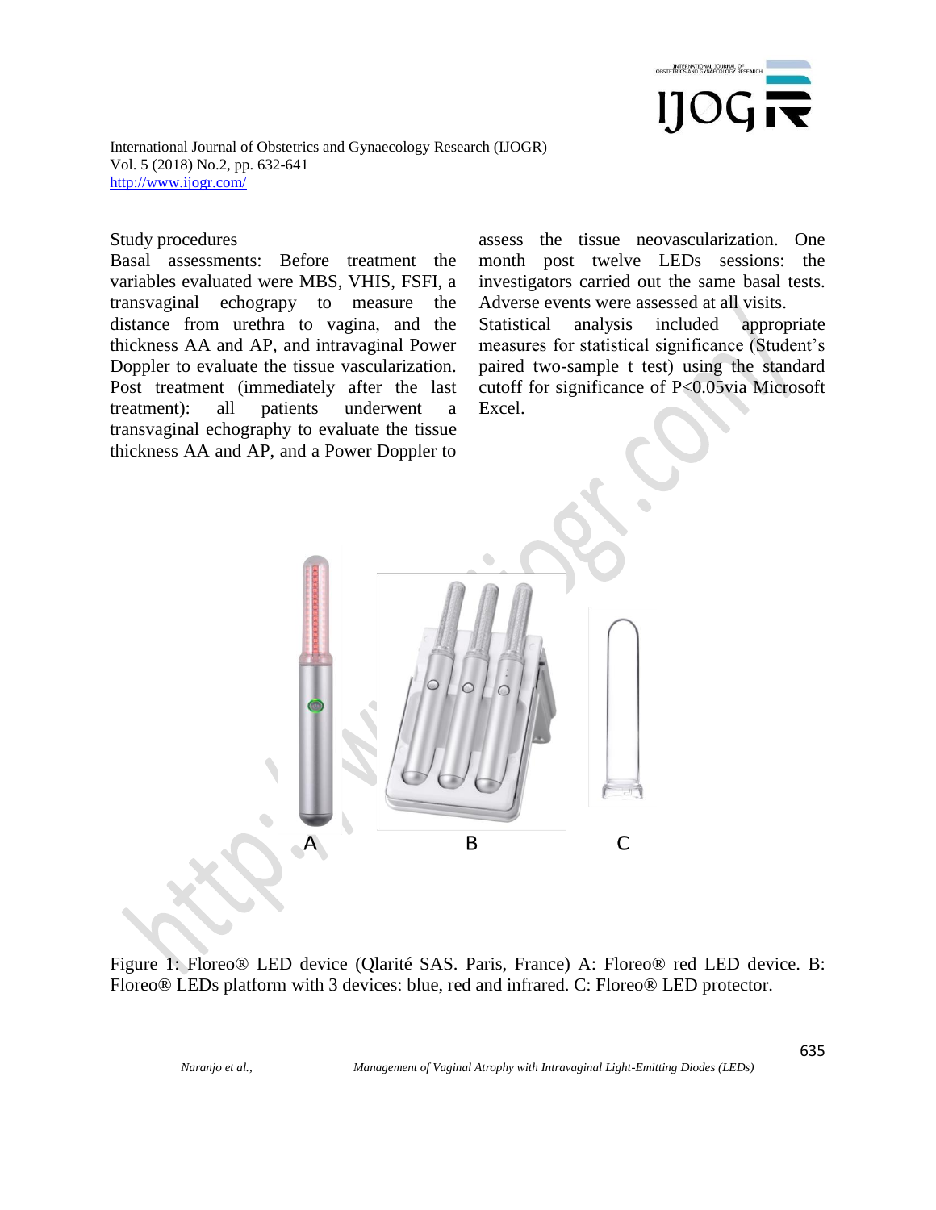Study procedures

Basal assessments: Before treatment the variables evaluated were MBS, VHIS, FSFI, a transvaginal echograpy to measure the distance from urethra to vagina, and the thickness AA and AP, and intravaginal Power Doppler to evaluate the tissue vascularization. Post treatment (immediately after the last treatment): all patients underwent a transvaginal echography to evaluate the tissue thickness AA and AP, and a Power Doppler to assess the tissue neovascularization. One month post twelve LEDs sessions: the investigators carried out the same basal tests. Adverse events were assessed at all visits.

Statistical analysis included appropriate measures for statistical significance (Student's paired two-sample t test) using the standard cutoff for significance of P<0.05via Microsoft Excel.

Figure 1: Floreo® LED device (Qlarité SAS. Paris, France) A: Floreo® red LED device. B: Floreo® LEDs platform with 3 devices: blue, red and infrared. C: Floreo® LED protector.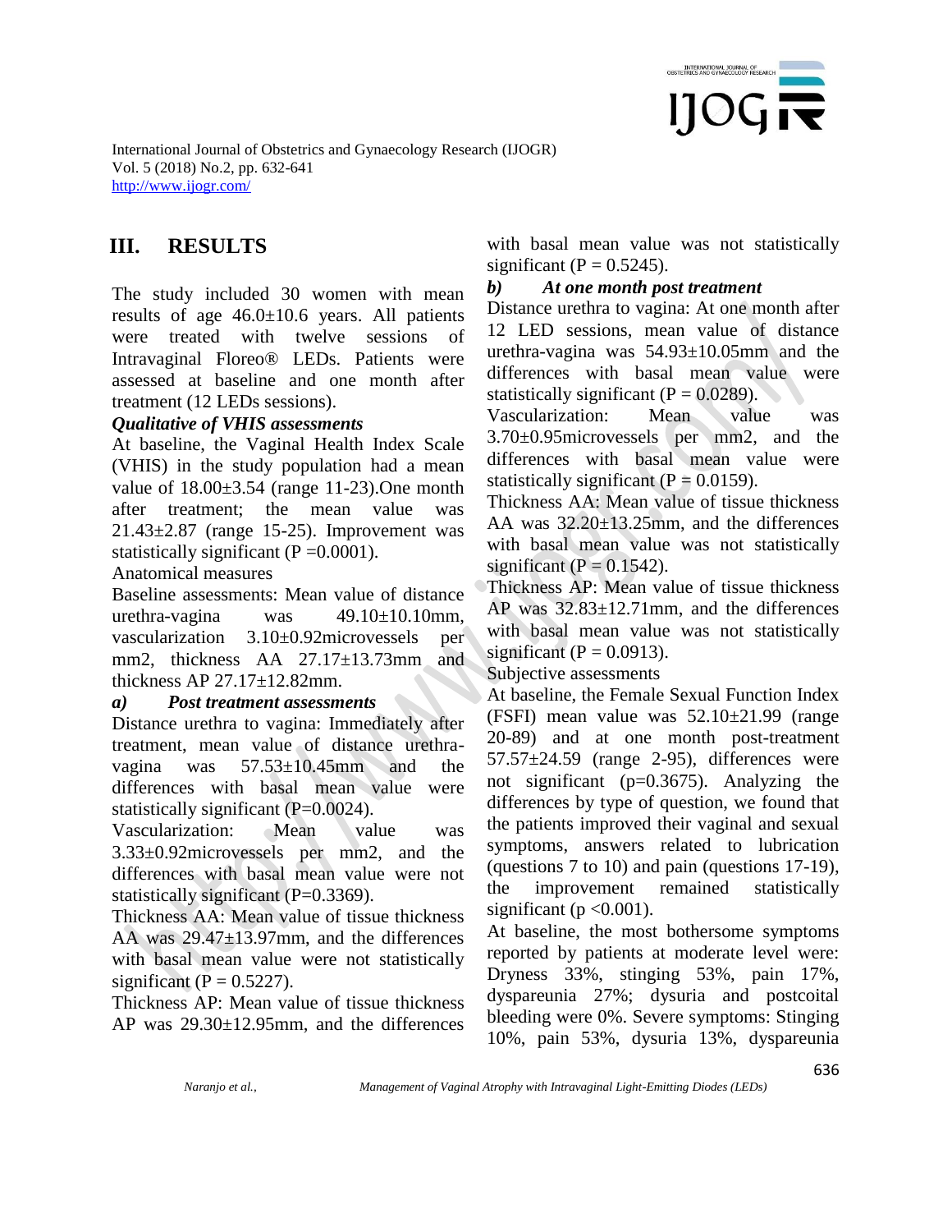## III. RESULTS

The study included 30 women with mean results of age 46.0±10.6 years. All patients were treated with twelve sessions of Intravaginal Floreo® LEDs. Patients were assessed at baseline and one month after treatment (12 LEDs sessions).

***Qualitative of VHIS assessments***

At baseline, the Vaginal Health Index Scale (VHIS) in the study population had a mean value of 18.00±3.54 (range 11-23).One month after treatment; the mean value was 21.43±2.87 (range 15-25). Improvement was statistically significant (P =0.0001).

Anatomical measures

Baseline assessments: Mean value of distance urethra-vagina was 49.10±10.10mm, vascularization 3.10±0.92microvessels per mm2, thickness AA 27.17±13.73mm and thickness AP 27.17±12.82mm.

***a) Post treatment assessments***

Distance urethra to vagina: Immediately after treatment, mean value of distance urethra-vagina was 57.53±10.45mm and the differences with basal mean value were statistically significant (P=0.0024).

Vascularization: Mean value was 3.33±0.92microvessels per mm2, and the differences with basal mean value were not statistically significant (P=0.3369).

Thickness AA: Mean value of tissue thickness AA was 29.47±13.97mm, and the differences with basal mean value were not statistically significant (P = 0.5227).

Thickness AP: Mean value of tissue thickness AP was 29.30±12.95mm, and the differences with basal mean value was not statistically significant (P = 0.5245).

***b) At one month post treatment***

Distance urethra to vagina: At one month after 12 LED sessions, mean value of distance urethra-vagina was 54.93±10.05mm and the differences with basal mean value were statistically significant (P = 0.0289).

Vascularization: Mean value was 3.70±0.95microvessels per mm2, and the differences with basal mean value were statistically significant (P = 0.0159).

Thickness AA: Mean value of tissue thickness AA was 32.20±13.25mm, and the differences with basal mean value was not statistically significant (P = 0.1542).

Thickness AP: Mean value of tissue thickness AP was 32.83±12.71mm, and the differences with basal mean value was not statistically significant (P = 0.0913).

Subjective assessments

At baseline, the Female Sexual Function Index (FSFI) mean value was 52.10±21.99 (range 20-89) and at one month post-treatment 57.57±24.59 (range 2-95), differences were not significant (p=0.3675). Analyzing the differences by type of question, we found that the patients improved their vaginal and sexual symptoms, answers related to lubrication (questions 7 to 10) and pain (questions 17-19), the improvement remained statistically significant (p <0.001).

At baseline, the most bothersome symptoms reported by patients at moderate level were: Dryness 33%, stinging 53%, pain 17%, dyspareunia 27%; dysuria and postcoital bleeding were 0%. Severe symptoms: Stinging 10%, pain 53%, dysuria 13%, dyspareunia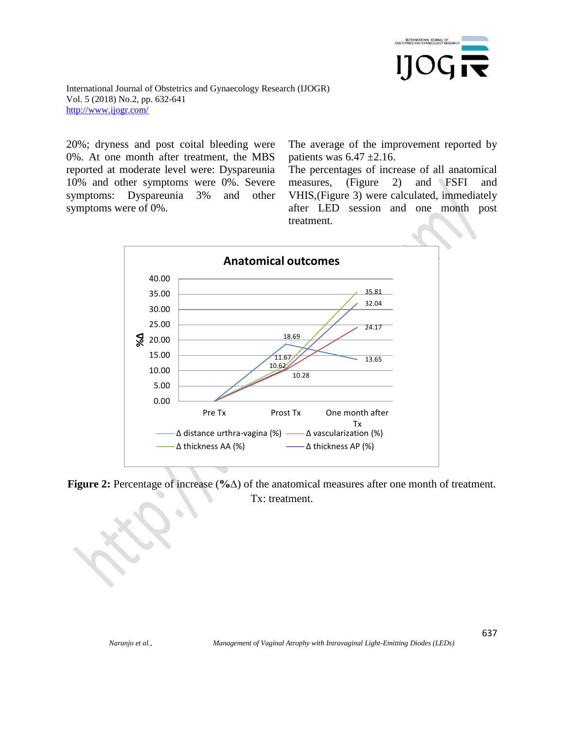20%; dryness and post coital bleeding were 0%. At one month after treatment, the MBS reported at moderate level were: Dyspareunia 10% and other symptoms were 0%. Severe symptoms: Dyspareunia 3% and other symptoms were of 0%.

The average of the improvement reported by patients was 6.47 ±2.16.

The percentages of increase of all anatomical measures, (Figure 2) and FSFI and VHIS,(Figure 3) were calculated, immediately after LED session and one month post treatment.

**Figure 2:** Percentage of increase (**%**Δ) of the anatomical measures after one month of treatment. Tx: treatment.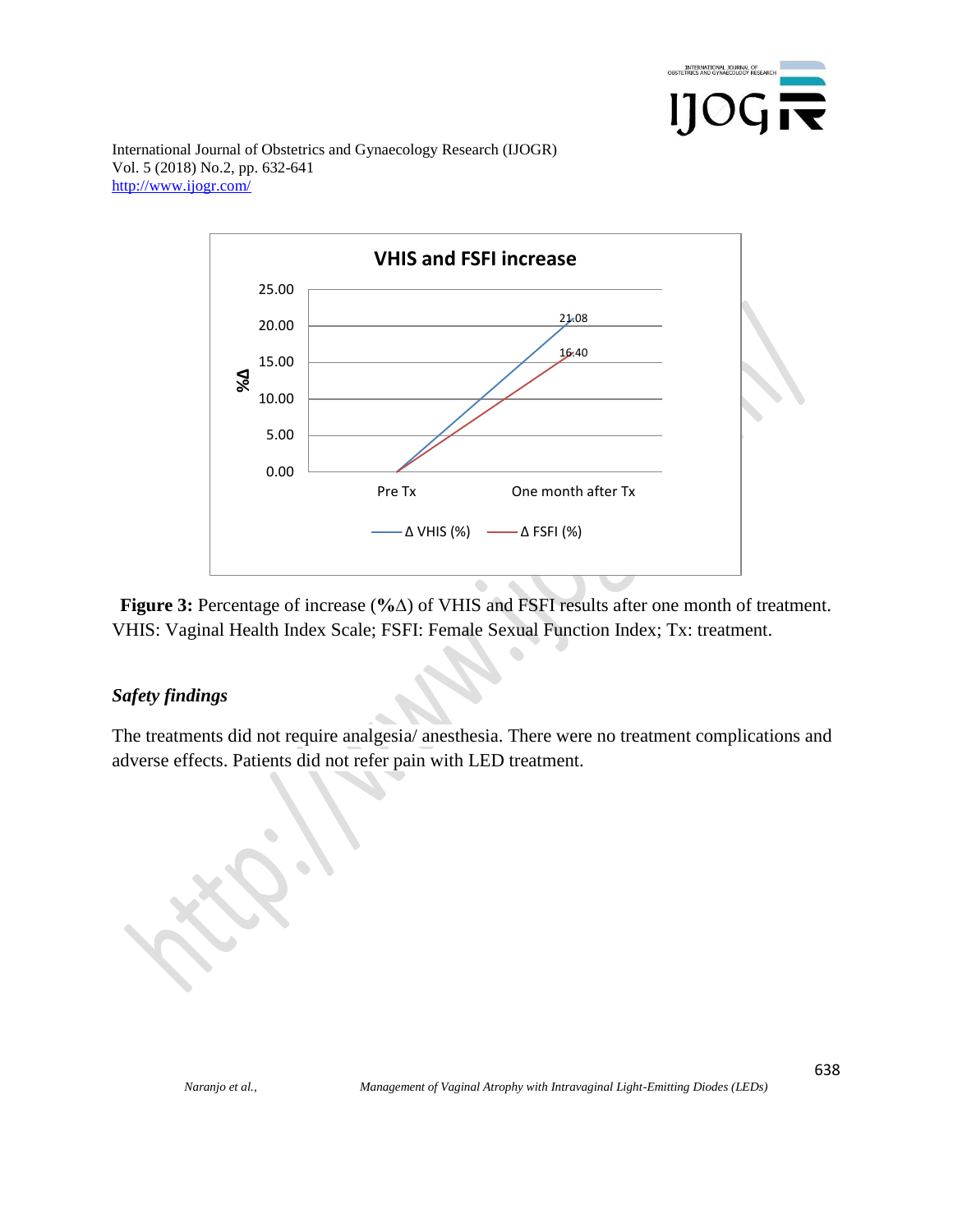**Figure 3:** Percentage of increase (**%**Δ) of VHIS and FSFI results after one month of treatment. VHIS: Vaginal Health Index Scale; FSFI: Female Sexual Function Index; Tx: treatment.

### *Safety findings*

The treatments did not require analgesia/ anesthesia. There were no treatment complications and adverse effects. Patients did not refer pain with LED treatment.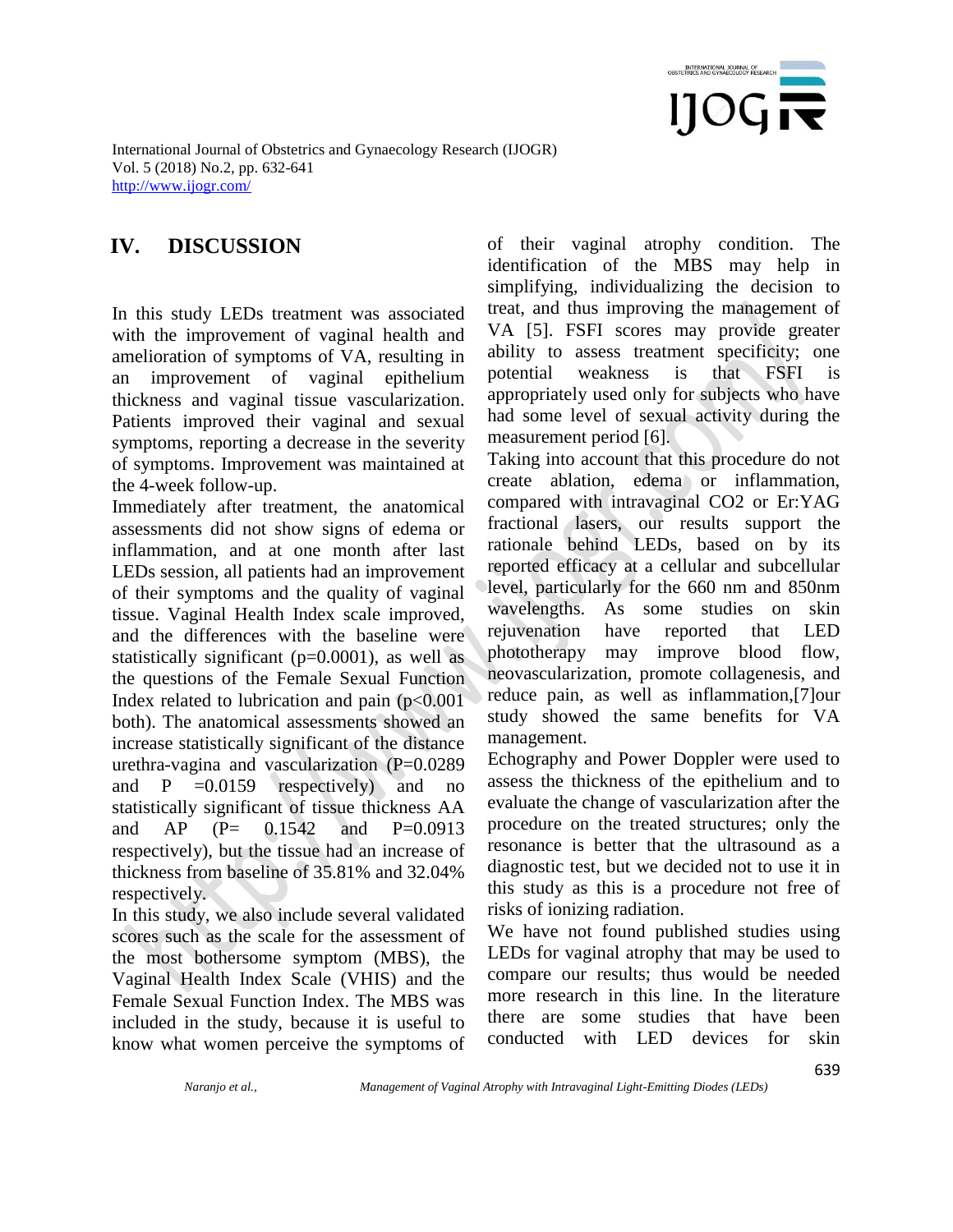## IV. DISCUSSION

In this study LEDs treatment was associated with the improvement of vaginal health and amelioration of symptoms of VA, resulting in an improvement of vaginal epithelium thickness and vaginal tissue vascularization. Patients improved their vaginal and sexual symptoms, reporting a decrease in the severity of symptoms. Improvement was maintained at the 4-week follow-up.

Immediately after treatment, the anatomical assessments did not show signs of edema or inflammation, and at one month after last LEDs session, all patients had an improvement of their symptoms and the quality of vaginal tissue. Vaginal Health Index scale improved, and the differences with the baseline were statistically significant ($p=0.0001$), as well as the questions of the Female Sexual Function Index related to lubrication and pain ($p<0.001$ both). The anatomical assessments showed an increase statistically significant of the distance urethra-vagina and vascularization ($P=0.0289$ and $P=0.0159$ respectively) and no statistically significant of tissue thickness AA and AP ($P= 0.1542$ and $P=0.0913$ respectively), but the tissue had an increase of thickness from baseline of 35.81% and 32.04% respectively.

In this study, we also include several validated scores such as the scale for the assessment of the most bothersome symptom (MBS), the Vaginal Health Index Scale (VHIS) and the Female Sexual Function Index. The MBS was included in the study, because it is useful to know what women perceive the symptoms of of their vaginal atrophy condition. The identification of the MBS may help in simplifying, individualizing the decision to treat, and thus improving the management of VA [5]. FSFI scores may provide greater ability to assess treatment specificity; one potential weakness is that FSFI is appropriately used only for subjects who have had some level of sexual activity during the measurement period [6].

Taking into account that this procedure do not create ablation, edema or inflammation, compared with intravaginal $CO_2$ or Er:YAG fractional lasers, our results support the rationale behind LEDs, based on by its reported efficacy at a cellular and subcellular level, particularly for the 660 nm and 850nm wavelengths. As some studies on skin rejuvenation have reported that LED phototherapy may improve blood flow, neovascularization, promote collagenesis, and reduce pain, as well as inflammation,[7]our study showed the same benefits for VA management.

Echography and Power Doppler were used to assess the thickness of the epithelium and to evaluate the change of vascularization after the procedure on the treated structures; only the resonance is better that the ultrasound as a diagnostic test, but we decided not to use it in this study as this is a procedure not free of risks of ionizing radiation.

We have not found published studies using LEDs for vaginal atrophy that may be used to compare our results; thus would be needed more research in this line. In the literature there are some studies that have been conducted with LED devices for skin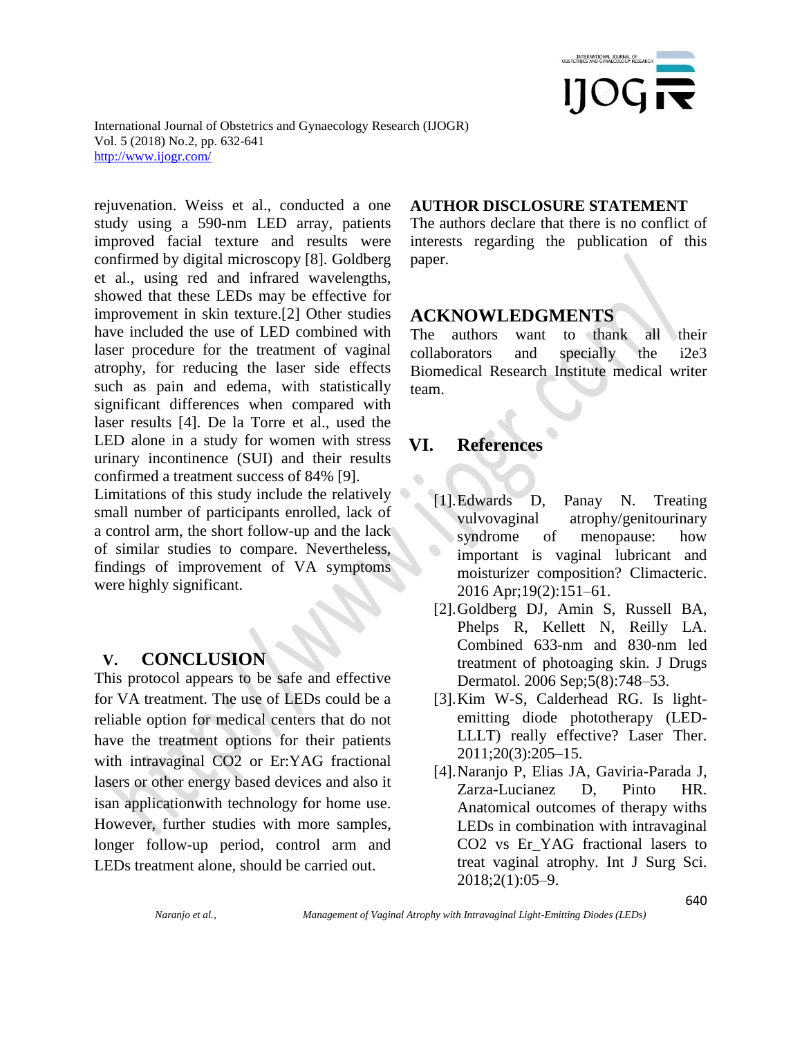rejuvenation. Weiss et al., conducted a one study using a 590-nm LED array, patients improved facial texture and results were confirmed by digital microscopy [8]. Goldberg et al., using red and infrared wavelengths, showed that these LEDs may be effective for improvement in skin texture.[2] Other studies have included the use of LED combined with laser procedure for the treatment of vaginal atrophy, for reducing the laser side effects such as pain and edema, with statistically significant differences when compared with laser results [4]. De la Torre et al., used the LED alone in a study for women with stress urinary incontinence (SUI) and their results confirmed a treatment success of 84% [9].

Limitations of this study include the relatively small number of participants enrolled, lack of a control arm, the short follow-up and the lack of similar studies to compare. Nevertheless, findings of improvement of VA symptoms were highly significant.

## V. CONCLUSION

This protocol appears to be safe and effective for VA treatment. The use of LEDs could be a reliable option for medical centers that do not have the treatment options for their patients with intravaginal $CO_2$ or Er:YAG fractional lasers or other energy based devices and also it isan applicationwith technology for home use. However, further studies with more samples, longer follow-up period, control arm and LEDs treatment alone, should be carried out.

**AUTHOR DISCLOSURE STATEMENT**

The authors declare that there is no conflict of interests regarding the publication of this paper.

## ACKNOWLEDGMENTS

The authors want to thank all their collaborators and specially the i2e3 Biomedical Research Institute medical writer team.

## VI. References

[1]. Edwards D, Panay N. Treating vulvovaginal atrophy/genitourinary syndrome of menopause: how important is vaginal lubricant and moisturizer composition? Climacteric. 2016 Apr;19(2):151–61.

[2]. Goldberg DJ, Amin S, Russell BA, Phelps R, Kellett N, Reilly LA. Combined 633-nm and 830-nm led treatment of photoaging skin. J Drugs Dermatol. 2006 Sep;5(8):748–53.

[3]. Kim W-S, Calderhead RG. Is light-emitting diode phototherapy (LED-LLLT) really effective? Laser Ther. 2011;20(3):205–15.

[4]. Naranjo P, Elias JA, Gaviria-Parada J, Zarza-Lucianez D, Pinto HR. Anatomical outcomes of therapy withs LEDs in combination with intravaginal CO2 vs Er_YAG fractional lasers to treat vaginal atrophy. Int J Surg Sci. 2018;2(1):05–9.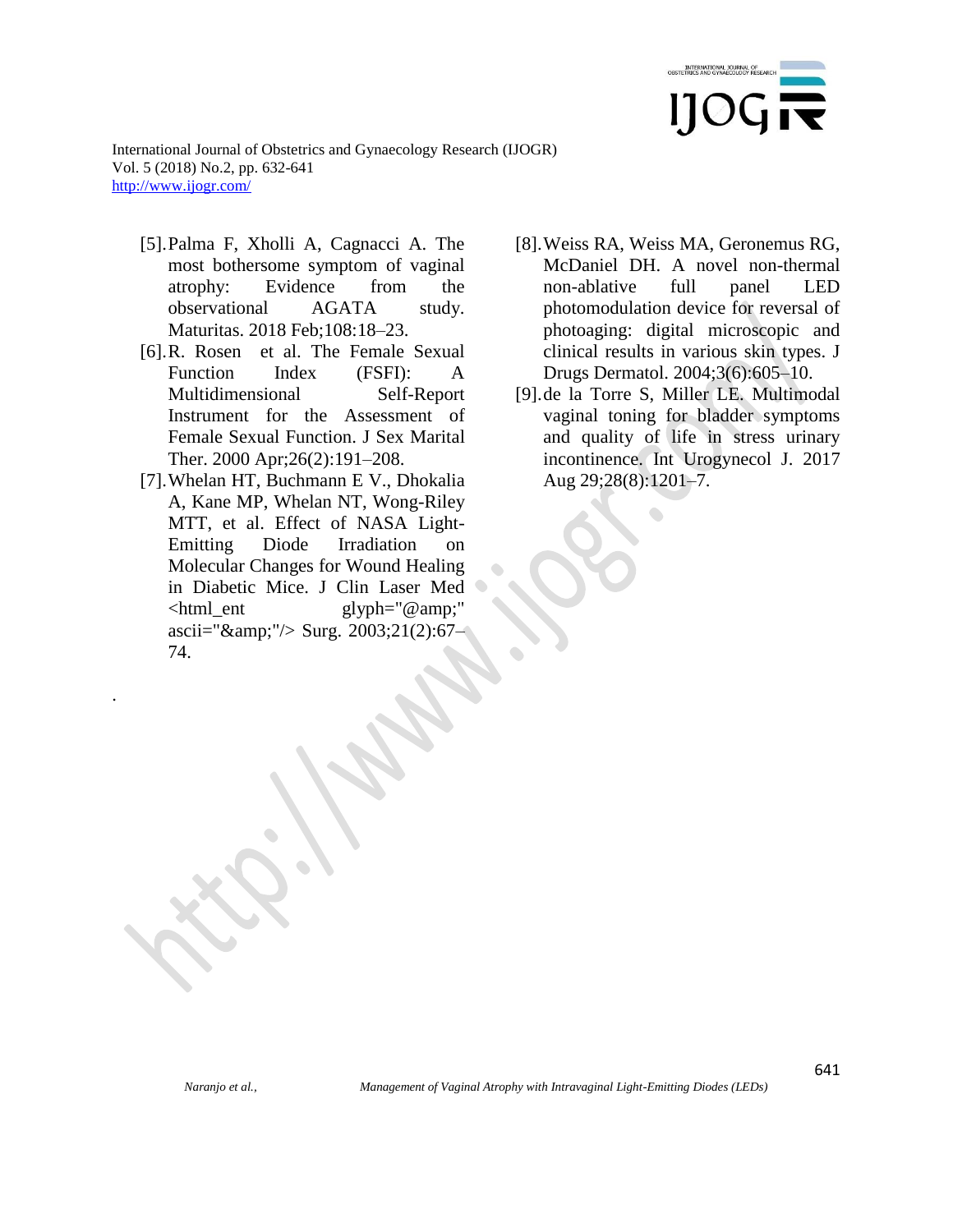[5]. Palma F, Xholli A, Cagnacci A. The most bothersome symptom of vaginal atrophy: Evidence from the observational AGATA study. Maturitas. 2018 Feb;108:18–23.

[6]. R. Rosen et al. The Female Sexual Function Index (FSFI): A Multidimensional Self-Report Instrument for the Assessment of Female Sexual Function. J Sex Marital Ther. 2000 Apr;26(2):191–208.

[7]. Whelan HT, Buchmann E V., Dhokalia A, Kane MP, Whelan NT, Wong-Riley MTT, et al. Effect of NASA Light-Emitting Diode Irradiation on Molecular Changes for Wound Healing in Diabetic Mice. J Clin Laser Med <html_ent glyph="@amp;" ascii="&amp;"/> Surg. 2003;21(2):67–74.

[8]. Weiss RA, Weiss MA, Geronemus RG, McDaniel DH. A novel non-thermal non-ablative full panel LED photomodulation device for reversal of photoaging: digital microscopic and clinical results in various skin types. J Drugs Dermatol. 2004;3(6):605–10.

[9]. de la Torre S, Miller LE. Multimodal vaginal toning for bladder symptoms and quality of life in stress urinary incontinence. Int Urogynecol J. 2017 Aug 29;28(8):1201–7.

.